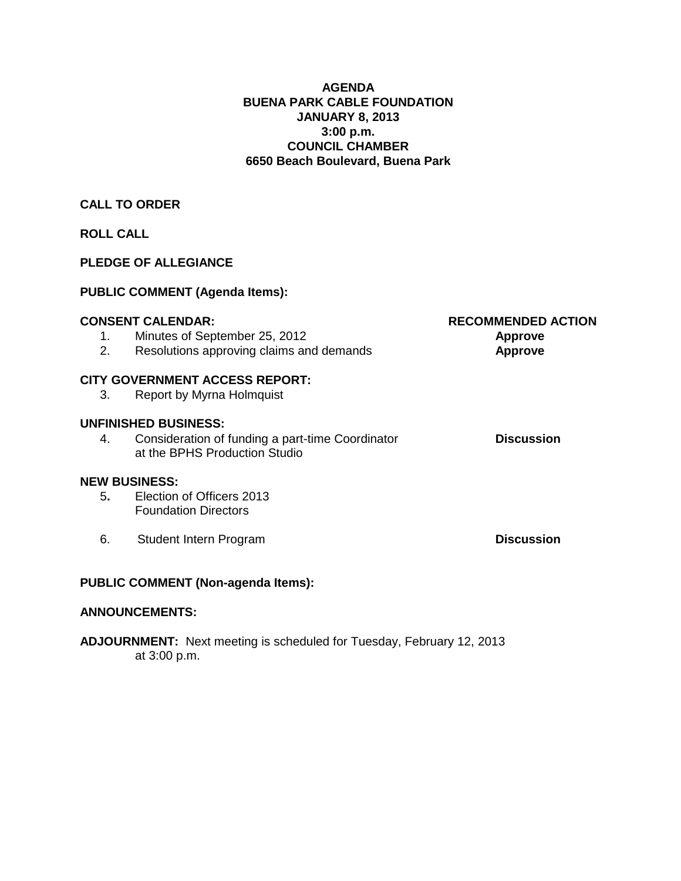**AGENDA**
**BUENA PARK CABLE FOUNDATION**
**JANUARY 8, 2013**
**3:00 p.m.**
**COUNCIL CHAMBER**
**6650 Beach Boulevard, Buena Park**

**CALL TO ORDER**

**ROLL CALL**

**PLEDGE OF ALLEGIANCE**

**PUBLIC COMMENT (Agenda Items):**

| **CONSENT CALENDAR:** | **RECOMMENDED ACTION** |
|---|---|
| 1. Minutes of September 25, 2012 | **Approve** |
| 2. Resolutions approving claims and demands | **Approve** |

**CITY GOVERNMENT ACCESS REPORT:**

3. Report by Myrna Holmquist

**UNFINISHED BUSINESS:**

4. Consideration of funding a part-time Coordinator at the BPHS Production Studio — **Discussion**

**NEW BUSINESS:**

5. Election of Officers 2013
   Foundation Directors

6. Student Intern Program — **Discussion**

**PUBLIC COMMENT (Non-agenda Items):**

**ANNOUNCEMENTS:**

**ADJOURNMENT:** Next meeting is scheduled for Tuesday, February 12, 2013 at 3:00 p.m.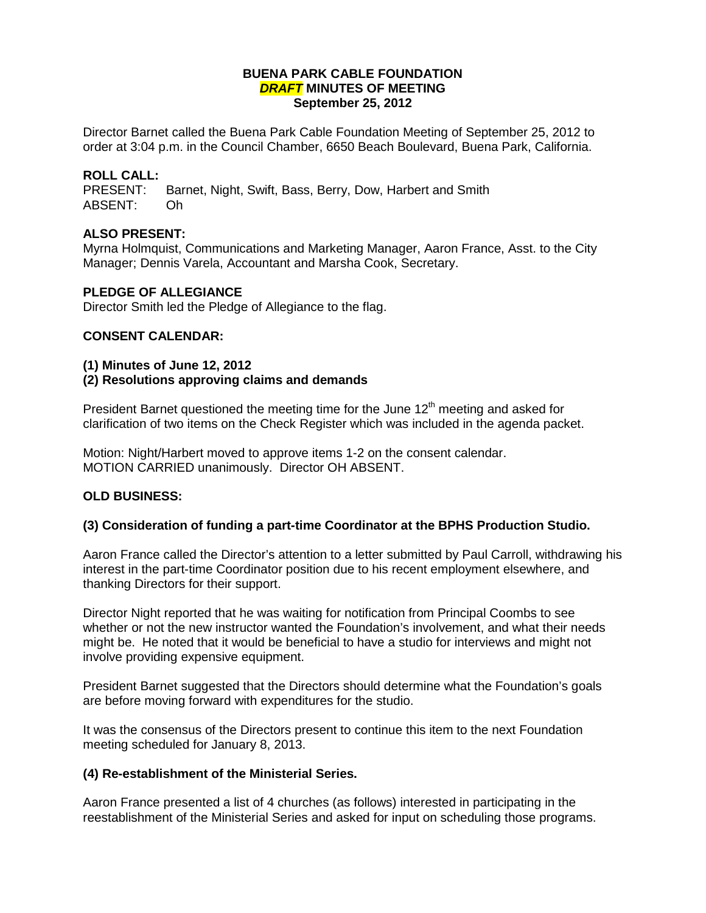**BUENA PARK CABLE FOUNDATION**
***DRAFT* MINUTES OF MEETING**
**September 25, 2012**

Director Barnet called the Buena Park Cable Foundation Meeting of September 25, 2012 to order at 3:04 p.m. in the Council Chamber, 6650 Beach Boulevard, Buena Park, California.

**ROLL CALL:**
PRESENT: Barnet, Night, Swift, Bass, Berry, Dow, Harbert and Smith
ABSENT: Oh

**ALSO PRESENT:**
Myrna Holmquist, Communications and Marketing Manager, Aaron France, Asst. to the City Manager; Dennis Varela, Accountant and Marsha Cook, Secretary.

**PLEDGE OF ALLEGIANCE**
Director Smith led the Pledge of Allegiance to the flag.

**CONSENT CALENDAR:**

**(1) Minutes of June 12, 2012**
**(2) Resolutions approving claims and demands**

President Barnet questioned the meeting time for the June 12th meeting and asked for clarification of two items on the Check Register which was included in the agenda packet.

Motion: Night/Harbert moved to approve items 1-2 on the consent calendar.
MOTION CARRIED unanimously. Director OH ABSENT.

**OLD BUSINESS:**

**(3) Consideration of funding a part-time Coordinator at the BPHS Production Studio.**

Aaron France called the Director's attention to a letter submitted by Paul Carroll, withdrawing his interest in the part-time Coordinator position due to his recent employment elsewhere, and thanking Directors for their support.

Director Night reported that he was waiting for notification from Principal Coombs to see whether or not the new instructor wanted the Foundation's involvement, and what their needs might be. He noted that it would be beneficial to have a studio for interviews and might not involve providing expensive equipment.

President Barnet suggested that the Directors should determine what the Foundation's goals are before moving forward with expenditures for the studio.

It was the consensus of the Directors present to continue this item to the next Foundation meeting scheduled for January 8, 2013.

**(4) Re-establishment of the Ministerial Series.**

Aaron France presented a list of 4 churches (as follows) interested in participating in the reestablishment of the Ministerial Series and asked for input on scheduling those programs.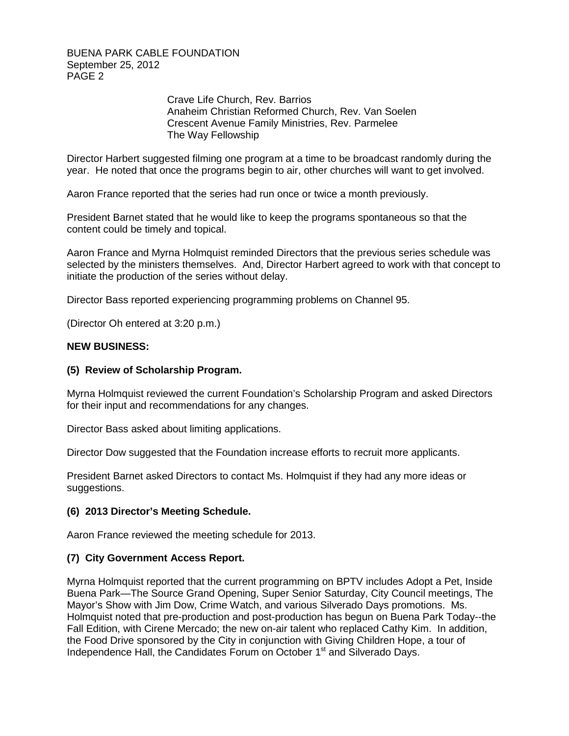Crave Life Church, Rev. Barrios
Anaheim Christian Reformed Church, Rev. Van Soelen
Crescent Avenue Family Ministries, Rev. Parmelee
The Way Fellowship

Director Harbert suggested filming one program at a time to be broadcast randomly during the year. He noted that once the programs begin to air, other churches will want to get involved.

Aaron France reported that the series had run once or twice a month previously.

President Barnet stated that he would like to keep the programs spontaneous so that the content could be timely and topical.

Aaron France and Myrna Holmquist reminded Directors that the previous series schedule was selected by the ministers themselves. And, Director Harbert agreed to work with that concept to initiate the production of the series without delay.

Director Bass reported experiencing programming problems on Channel 95.

(Director Oh entered at 3:20 p.m.)

**NEW BUSINESS:**

**(5) Review of Scholarship Program.**

Myrna Holmquist reviewed the current Foundation's Scholarship Program and asked Directors for their input and recommendations for any changes.

Director Bass asked about limiting applications.

Director Dow suggested that the Foundation increase efforts to recruit more applicants.

President Barnet asked Directors to contact Ms. Holmquist if they had any more ideas or suggestions.

**(6) 2013 Director's Meeting Schedule.**

Aaron France reviewed the meeting schedule for 2013.

**(7) City Government Access Report.**

Myrna Holmquist reported that the current programming on BPTV includes Adopt a Pet, Inside Buena Park—The Source Grand Opening, Super Senior Saturday, City Council meetings, The Mayor's Show with Jim Dow, Crime Watch, and various Silverado Days promotions. Ms. Holmquist noted that pre-production and post-production has begun on Buena Park Today--the Fall Edition, with Cirene Mercado; the new on-air talent who replaced Cathy Kim. In addition, the Food Drive sponsored by the City in conjunction with Giving Children Hope, a tour of Independence Hall, the Candidates Forum on October 1st and Silverado Days.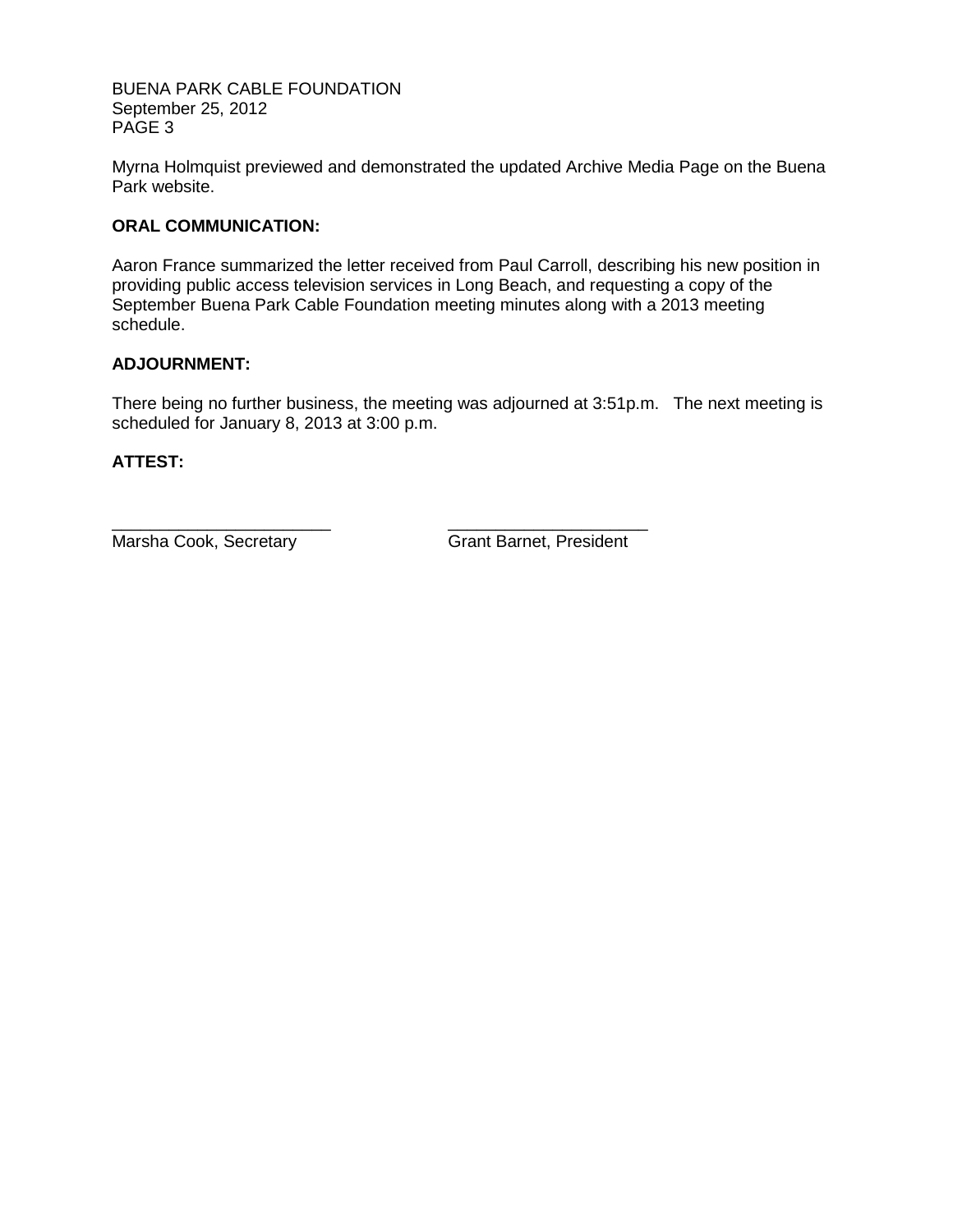Myrna Holmquist previewed and demonstrated the updated Archive Media Page on the Buena Park website.

**ORAL COMMUNICATION:**

Aaron France summarized the letter received from Paul Carroll, describing his new position in providing public access television services in Long Beach, and requesting a copy of the September Buena Park Cable Foundation meeting minutes along with a 2013 meeting schedule.

**ADJOURNMENT:**

There being no further business, the meeting was adjourned at 3:51p.m. The next meeting is scheduled for January 8, 2013 at 3:00 p.m.

**ATTEST:**

______________________ ______________________
Marsha Cook, Secretary Grant Barnet, President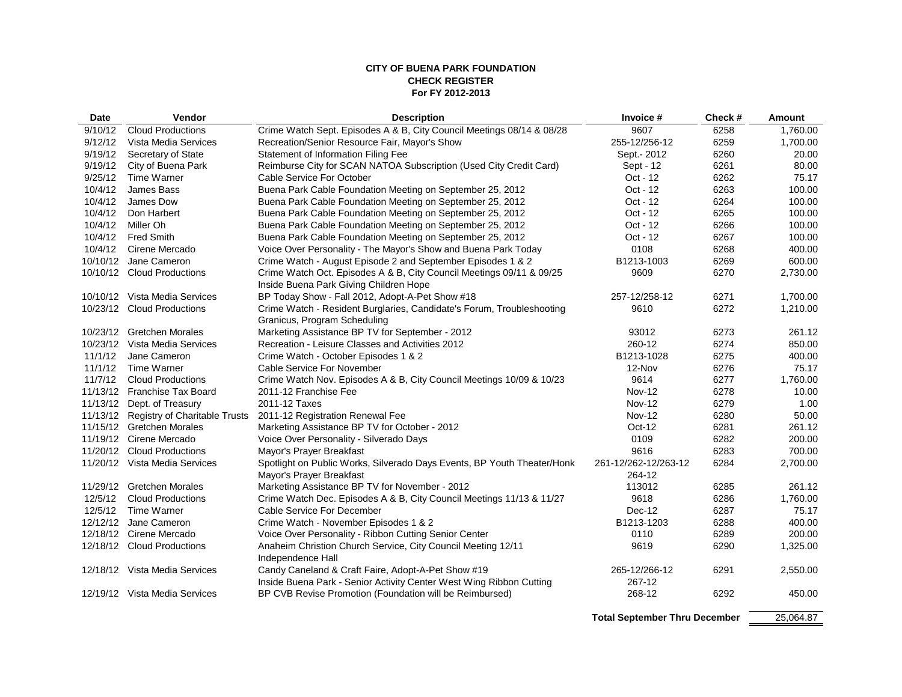**CITY OF BUENA PARK FOUNDATION**
**CHECK REGISTER**
**For FY 2012-2013**

| Date | Vendor | Description | Invoice # | Check # | Amount |
|---|---|---|---|---|---|
| 9/10/12 | Cloud Productions | Crime Watch Sept. Episodes A & B, City Council Meetings 08/14 & 08/28 | 9607 | 6258 | 1,760.00 |
| 9/12/12 | Vista Media Services | Recreation/Senior Resource Fair, Mayor's Show | 255-12/256-12 | 6259 | 1,700.00 |
| 9/19/12 | Secretary of State | Statement of Information Filing Fee | Sept.- 2012 | 6260 | 20.00 |
| 9/19/12 | City of Buena Park | Reimburse City for SCAN NATOA Subscription (Used City Credit Card) | Sept - 12 | 6261 | 80.00 |
| 9/25/12 | Time Warner | Cable Service For October | Oct - 12 | 6262 | 75.17 |
| 10/4/12 | James Bass | Buena Park Cable Foundation Meeting on September 25, 2012 | Oct - 12 | 6263 | 100.00 |
| 10/4/12 | James Dow | Buena Park Cable Foundation Meeting on September 25, 2012 | Oct - 12 | 6264 | 100.00 |
| 10/4/12 | Don Harbert | Buena Park Cable Foundation Meeting on September 25, 2012 | Oct - 12 | 6265 | 100.00 |
| 10/4/12 | Miller Oh | Buena Park Cable Foundation Meeting on September 25, 2012 | Oct - 12 | 6266 | 100.00 |
| 10/4/12 | Fred Smith | Buena Park Cable Foundation Meeting on September 25, 2012 | Oct - 12 | 6267 | 100.00 |
| 10/4/12 | Cirene Mercado | Voice Over Personality - The Mayor's Show and Buena Park Today | 0108 | 6268 | 400.00 |
| 10/10/12 | Jane Cameron | Crime Watch - August Episode 2 and September Episodes 1 & 2 | B1213-1003 | 6269 | 600.00 |
| 10/10/12 | Cloud Productions | Crime Watch Oct. Episodes A & B, City Council Meetings 09/11 & 09/25 Inside Buena Park Giving Children Hope | 9609 | 6270 | 2,730.00 |
| 10/10/12 | Vista Media Services | BP Today Show - Fall 2012, Adopt-A-Pet Show #18 | 257-12/258-12 | 6271 | 1,700.00 |
| 10/23/12 | Cloud Productions | Crime Watch - Resident Burglaries, Candidate's Forum, Troubleshooting Granicus, Program Scheduling | 9610 | 6272 | 1,210.00 |
| 10/23/12 | Gretchen Morales | Marketing Assistance BP TV for September - 2012 | 93012 | 6273 | 261.12 |
| 10/23/12 | Vista Media Services | Recreation - Leisure Classes and Activities 2012 | 260-12 | 6274 | 850.00 |
| 11/1/12 | Jane Cameron | Crime Watch - October Episodes 1 & 2 | B1213-1028 | 6275 | 400.00 |
| 11/1/12 | Time Warner | Cable Service For November | 12-Nov | 6276 | 75.17 |
| 11/7/12 | Cloud Productions | Crime Watch Nov. Episodes A & B, City Council Meetings 10/09 & 10/23 | 9614 | 6277 | 1,760.00 |
| 11/13/12 | Franchise Tax Board | 2011-12 Franchise Fee | Nov-12 | 6278 | 10.00 |
| 11/13/12 | Dept. of Treasury | 2011-12 Taxes | Nov-12 | 6279 | 1.00 |
| 11/13/12 | Registry of Charitable Trusts | 2011-12 Registration Renewal Fee | Nov-12 | 6280 | 50.00 |
| 11/15/12 | Gretchen Morales | Marketing Assistance BP TV for October - 2012 | Oct-12 | 6281 | 261.12 |
| 11/19/12 | Cirene Mercado | Voice Over Personality - Silverado Days | 0109 | 6282 | 200.00 |
| 11/20/12 | Cloud Productions | Mayor's Prayer Breakfast | 9616 | 6283 | 700.00 |
| 11/20/12 | Vista Media Services | Spotlight on Public Works, Silverado Days Events, BP Youth Theater/Honk Mayor's Prayer Breakfast | 261-12/262-12/263-12 264-12 | 6284 | 2,700.00 |
| 11/29/12 | Gretchen Morales | Marketing Assistance BP TV for November - 2012 | 113012 | 6285 | 261.12 |
| 12/5/12 | Cloud Productions | Crime Watch Dec. Episodes A & B, City Council Meetings 11/13 & 11/27 | 9618 | 6286 | 1,760.00 |
| 12/5/12 | Time Warner | Cable Service For December | Dec-12 | 6287 | 75.17 |
| 12/12/12 | Jane Cameron | Crime Watch - November Episodes 1 & 2 | B1213-1203 | 6288 | 400.00 |
| 12/18/12 | Cirene Mercado | Voice Over Personality - Ribbon Cutting Senior Center | 0110 | 6289 | 200.00 |
| 12/18/12 | Cloud Productions | Anaheim Christion Church Service, City Council Meeting 12/11 Independence Hall | 9619 | 6290 | 1,325.00 |
| 12/18/12 | Vista Media Services | Candy Caneland & Craft Faire, Adopt-A-Pet Show #19 Inside Buena Park - Senior Activity Center West Wing Ribbon Cutting | 265-12/266-12 267-12 | 6291 | 2,550.00 |
| 12/19/12 | Vista Media Services | BP CVB Revise Promotion (Foundation will be Reimbursed) | 268-12 | 6292 | 450.00 |
| | | | **Total September Thru December** | | 25,064.87 |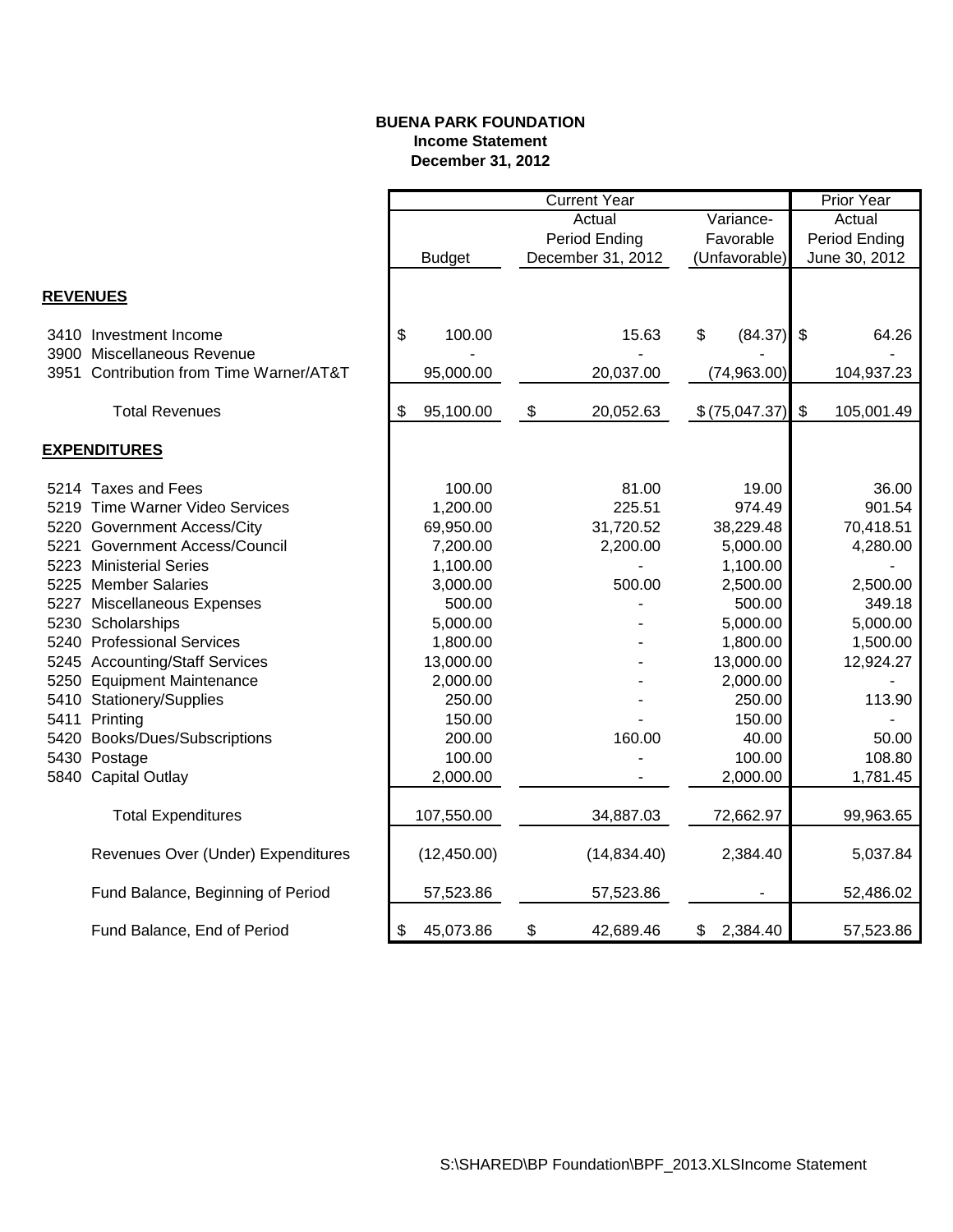**BUENA PARK FOUNDATION**
**Income Statement**
**December 31, 2012**

| | Current Year | | | Prior Year |
|---|---|---|---|---|
| | Budget | Actual Period Ending December 31, 2012 | Variance- Favorable (Unfavorable) | Actual Period Ending June 30, 2012 |
| **REVENUES** | | | | |
| 3410 Investment Income | $ 100.00 | 15.63 | $ (84.37) | $ 64.26 |
| 3900 Miscellaneous Revenue | - | - | - | - |
| 3951 Contribution from Time Warner/AT&T | 95,000.00 | 20,037.00 | (74,963.00) | 104,937.23 |
| Total Revenues | $ 95,100.00 | $ 20,052.63 | $ (75,047.37) | $ 105,001.49 |
| **EXPENDITURES** | | | | |
| 5214 Taxes and Fees | 100.00 | 81.00 | 19.00 | 36.00 |
| 5219 Time Warner Video Services | 1,200.00 | 225.51 | 974.49 | 901.54 |
| 5220 Government Access/City | 69,950.00 | 31,720.52 | 38,229.48 | 70,418.51 |
| 5221 Government Access/Council | 7,200.00 | 2,200.00 | 5,000.00 | 4,280.00 |
| 5223 Ministerial Series | 1,100.00 | - | 1,100.00 | - |
| 5225 Member Salaries | 3,000.00 | 500.00 | 2,500.00 | 2,500.00 |
| 5227 Miscellaneous Expenses | 500.00 | - | 500.00 | 349.18 |
| 5230 Scholarships | 5,000.00 | - | 5,000.00 | 5,000.00 |
| 5240 Professional Services | 1,800.00 | - | 1,800.00 | 1,500.00 |
| 5245 Accounting/Staff Services | 13,000.00 | - | 13,000.00 | 12,924.27 |
| 5250 Equipment Maintenance | 2,000.00 | - | 2,000.00 | - |
| 5410 Stationery/Supplies | 250.00 | - | 250.00 | 113.90 |
| 5411 Printing | 150.00 | - | 150.00 | - |
| 5420 Books/Dues/Subscriptions | 200.00 | 160.00 | 40.00 | 50.00 |
| 5430 Postage | 100.00 | - | 100.00 | 108.80 |
| 5840 Capital Outlay | 2,000.00 | - | 2,000.00 | 1,781.45 |
| Total Expenditures | 107,550.00 | 34,887.03 | 72,662.97 | 99,963.65 |
| Revenues Over (Under) Expenditures | (12,450.00) | (14,834.40) | 2,384.40 | 5,037.84 |
| Fund Balance, Beginning of Period | 57,523.86 | 57,523.86 | - | 52,486.02 |
| Fund Balance, End of Period | $ 45,073.86 | $ 42,689.46 | $ 2,384.40 | 57,523.86 |

S:\SHARED\BP Foundation\BPF_2013.XLSIncome Statement